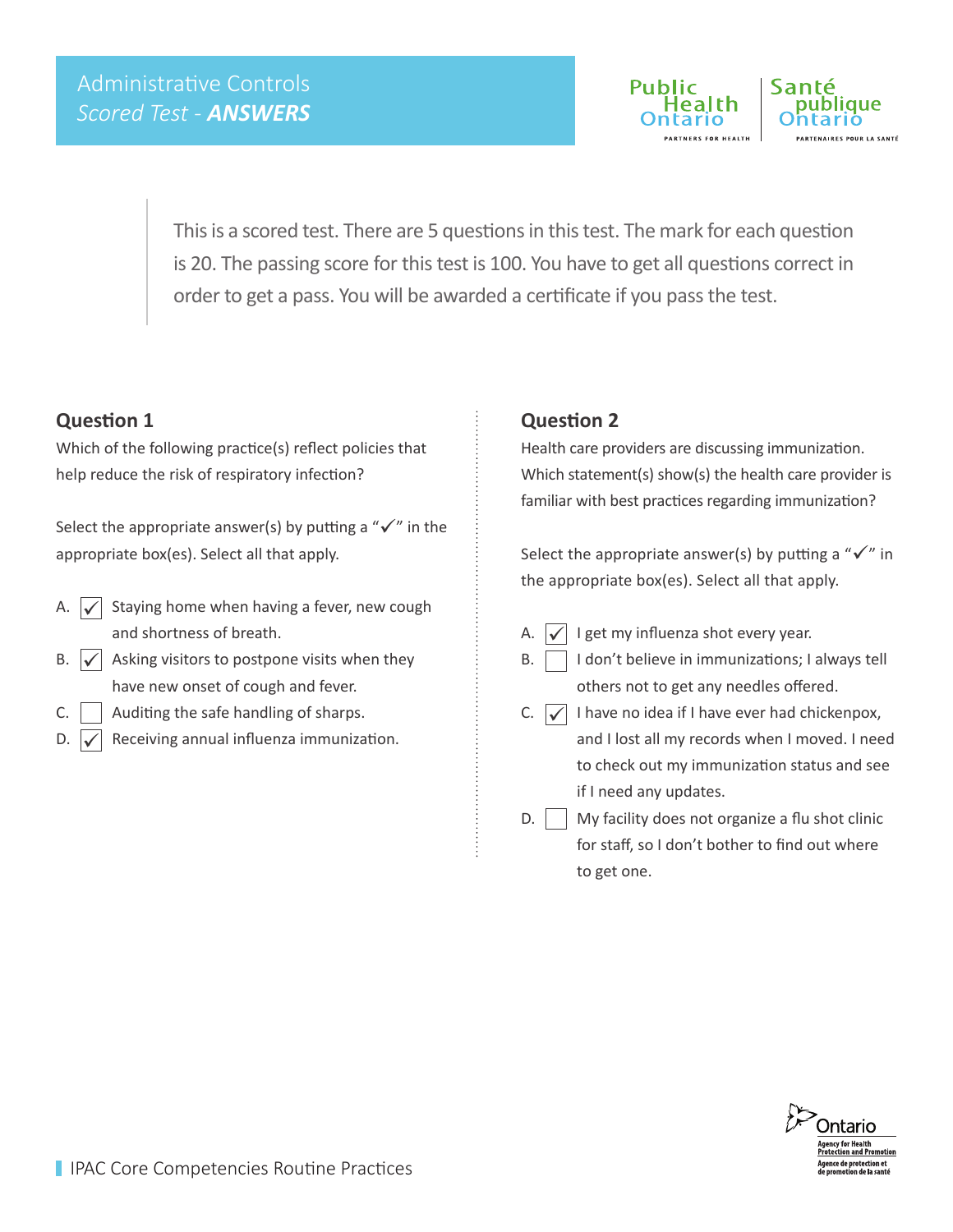# Administrative Controls

## *Scored Test - **ANSWERS***

This is a scored test. There are 5 questions in this test. The mark for each question is 20. The passing score for this test is 100. You have to get all questions correct in order to get a pass. You will be awarded a certificate if you pass the test.

### Question 1

Which of the following practice(s) reflect policies that help reduce the risk of respiratory infection?

Select the appropriate answer(s) by putting a "✓" in the appropriate box(es). Select all that apply.

- A. ☑ Staying home when having a fever, new cough and shortness of breath.
- B. ☑ Asking visitors to postpone visits when they have new onset of cough and fever.
- C. ☐ Auditing the safe handling of sharps.
- D. ☑ Receiving annual influenza immunization.

### Question 2

Health care providers are discussing immunization. Which statement(s) show(s) the health care provider is familiar with best practices regarding immunization?

Select the appropriate answer(s) by putting a "✓" in the appropriate box(es). Select all that apply.

- A. ☑ I get my influenza shot every year.
- B. ☐ I don't believe in immunizations; I always tell others not to get any needles offered.
- C. ☑ I have no idea if I have ever had chickenpox, and I lost all my records when I moved. I need to check out my immunization status and see if I need any updates.
- D. ☐ My facility does not organize a flu shot clinic for staff, so I don't bother to find out where to get one.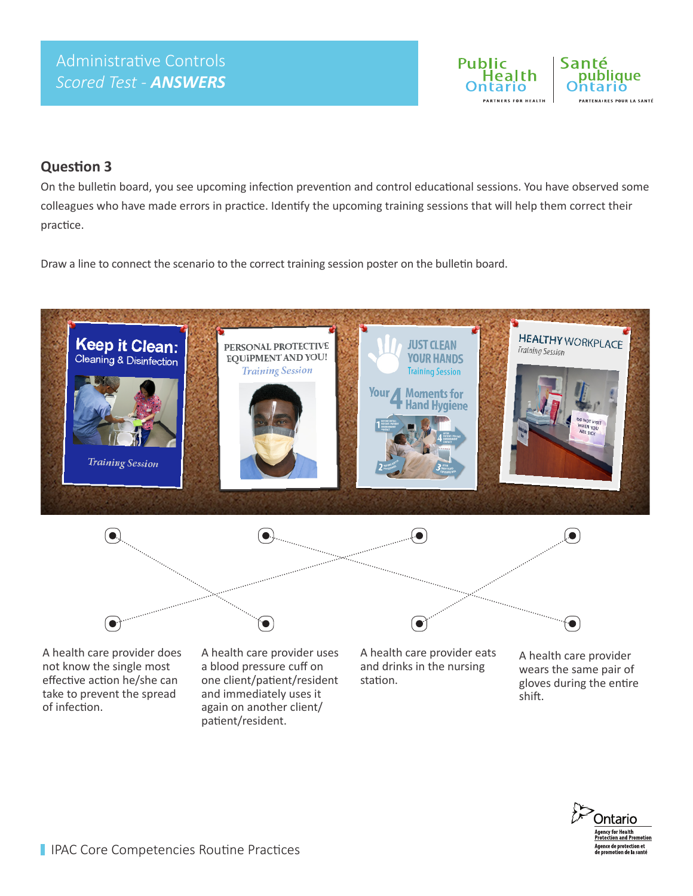## Administrative Controls

*Scored Test - **ANSWERS***

### Question 3

On the bulletin board, you see upcoming infection prevention and control educational sessions. You have observed some colleagues who have made errors in practice. Identify the upcoming training sessions that will help them correct their practice.

Draw a line to connect the scenario to the correct training session poster on the bulletin board.

A health care provider does not know the single most effective action he/she can take to prevent the spread of infection.

A health care provider uses a blood pressure cuff on one client/patient/resident and immediately uses it again on another client/patient/resident.

A health care provider eats and drinks in the nursing station.

A health care provider wears the same pair of gloves during the entire shift.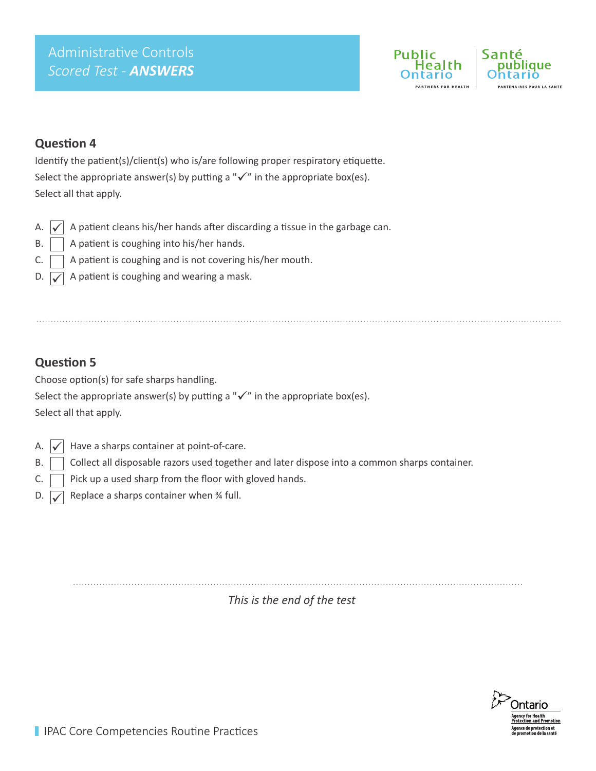Administrative Controls
*Scored Test - **ANSWERS***

## Question 4

Identify the patient(s)/client(s) who is/are following proper respiratory etiquette.

Select the appropriate answer(s) by putting a "✓" in the appropriate box(es).

Select all that apply.

- A. ☑ A patient cleans his/her hands after discarding a tissue in the garbage can.
- B. ☐ A patient is coughing into his/her hands.
- C. ☐ A patient is coughing and is not covering his/her mouth.
- D. ☑ A patient is coughing and wearing a mask.

## Question 5

Choose option(s) for safe sharps handling.

Select the appropriate answer(s) by putting a "✓" in the appropriate box(es).

Select all that apply.

- A. ☑ Have a sharps container at point-of-care.
- B. ☐ Collect all disposable razors used together and later dispose into a common sharps container.
- C. ☐ Pick up a used sharp from the floor with gloved hands.
- D. ☑ Replace a sharps container when ¾ full.

*This is the end of the test*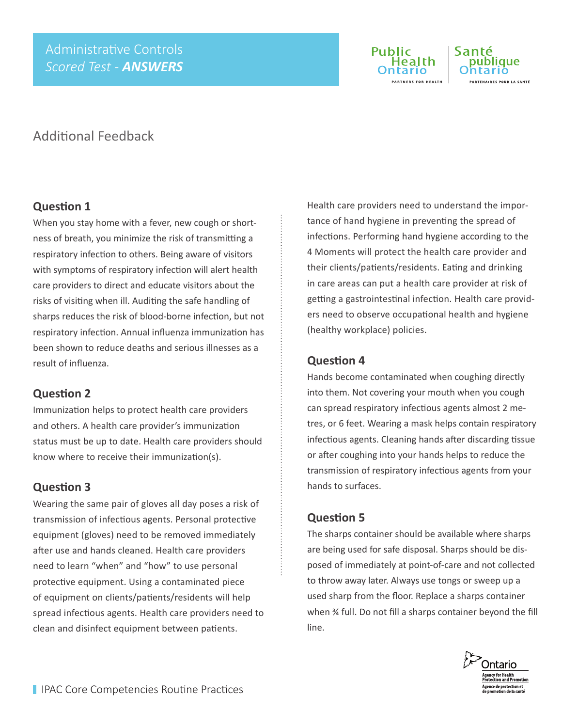# Administrative Controls
*Scored Test - **ANSWERS***

## Additional Feedback

### Question 1

When you stay home with a fever, new cough or shortness of breath, you minimize the risk of transmitting a respiratory infection to others. Being aware of visitors with symptoms of respiratory infection will alert health care providers to direct and educate visitors about the risks of visiting when ill. Auditing the safe handling of sharps reduces the risk of blood-borne infection, but not respiratory infection. Annual influenza immunization has been shown to reduce deaths and serious illnesses as a result of influenza.

### Question 2

Immunization helps to protect health care providers and others. A health care provider's immunization status must be up to date. Health care providers should know where to receive their immunization(s).

### Question 3

Wearing the same pair of gloves all day poses a risk of transmission of infectious agents. Personal protective equipment (gloves) need to be removed immediately after use and hands cleaned. Health care providers need to learn "when" and "how" to use personal protective equipment. Using a contaminated piece of equipment on clients/patients/residents will help spread infectious agents. Health care providers need to clean and disinfect equipment between patients.

Health care providers need to understand the importance of hand hygiene in preventing the spread of infections. Performing hand hygiene according to the 4 Moments will protect the health care provider and their clients/patients/residents. Eating and drinking in care areas can put a health care provider at risk of getting a gastrointestinal infection. Health care providers need to observe occupational health and hygiene (healthy workplace) policies.

### Question 4

Hands become contaminated when coughing directly into them. Not covering your mouth when you cough can spread respiratory infectious agents almost 2 metres, or 6 feet. Wearing a mask helps contain respiratory infectious agents. Cleaning hands after discarding tissue or after coughing into your hands helps to reduce the transmission of respiratory infectious agents from your hands to surfaces.

### Question 5

The sharps container should be available where sharps are being used for safe disposal. Sharps should be disposed of immediately at point-of-care and not collected to throw away later. Always use tongs or sweep up a used sharp from the floor. Replace a sharps container when ¾ full. Do not fill a sharps container beyond the fill line.